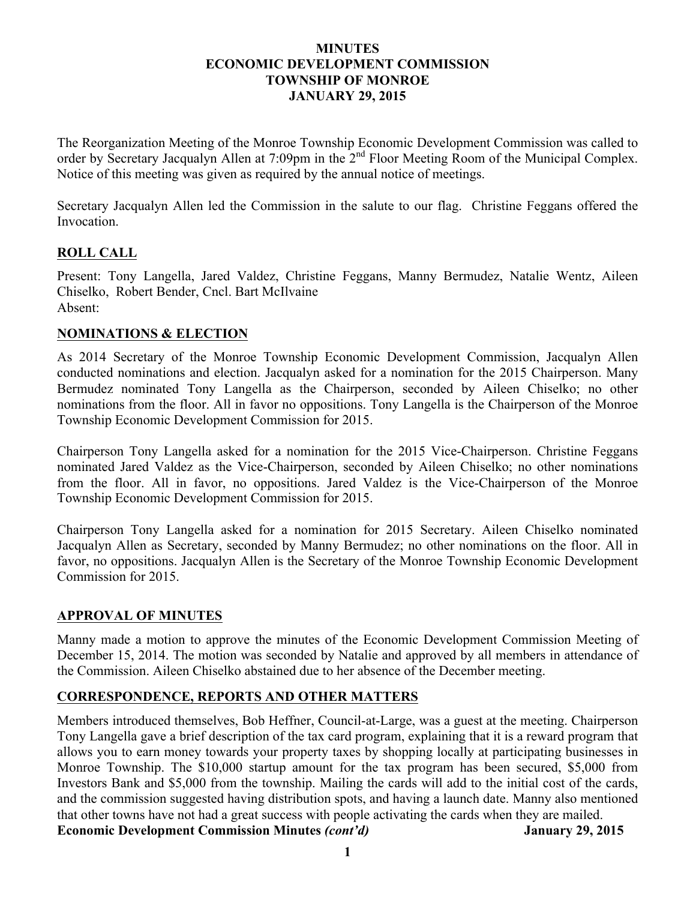# MINUTES
# ECONOMIC DEVELOPMENT COMMISSION
# TOWNSHIP OF MONROE
# JANUARY 29, 2015

The Reorganization Meeting of the Monroe Township Economic Development Commission was called to order by Secretary Jacqualyn Allen at 7:09pm in the 2nd Floor Meeting Room of the Municipal Complex. Notice of this meeting was given as required by the annual notice of meetings.

Secretary Jacqualyn Allen led the Commission in the salute to our flag. Christine Feggans offered the Invocation.

## ROLL CALL

Present: Tony Langella, Jared Valdez, Christine Feggans, Manny Bermudez, Natalie Wentz, Aileen Chiselko, Robert Bender, Cncl. Bart McIlvaine
Absent:

## NOMINATIONS & ELECTION

As 2014 Secretary of the Monroe Township Economic Development Commission, Jacqualyn Allen conducted nominations and election. Jacqualyn asked for a nomination for the 2015 Chairperson. Many Bermudez nominated Tony Langella as the Chairperson, seconded by Aileen Chiselko; no other nominations from the floor. All in favor no oppositions. Tony Langella is the Chairperson of the Monroe Township Economic Development Commission for 2015.

Chairperson Tony Langella asked for a nomination for the 2015 Vice-Chairperson. Christine Feggans nominated Jared Valdez as the Vice-Chairperson, seconded by Aileen Chiselko; no other nominations from the floor. All in favor, no oppositions. Jared Valdez is the Vice-Chairperson of the Monroe Township Economic Development Commission for 2015.

Chairperson Tony Langella asked for a nomination for 2015 Secretary. Aileen Chiselko nominated Jacqualyn Allen as Secretary, seconded by Manny Bermudez; no other nominations on the floor. All in favor, no oppositions. Jacqualyn Allen is the Secretary of the Monroe Township Economic Development Commission for 2015.

## APPROVAL OF MINUTES

Manny made a motion to approve the minutes of the Economic Development Commission Meeting of December 15, 2014. The motion was seconded by Natalie and approved by all members in attendance of the Commission. Aileen Chiselko abstained due to her absence of the December meeting.

## CORRESPONDENCE, REPORTS AND OTHER MATTERS

Members introduced themselves, Bob Heffner, Council-at-Large, was a guest at the meeting. Chairperson Tony Langella gave a brief description of the tax card program, explaining that it is a reward program that allows you to earn money towards your property taxes by shopping locally at participating businesses in Monroe Township. The $10,000 startup amount for the tax program has been secured, $5,000 from Investors Bank and $5,000 from the township. Mailing the cards will add to the initial cost of the cards, and the commission suggested having distribution spots, and having a launch date. Manny also mentioned that other towns have not had a great success with people activating the cards when they are mailed.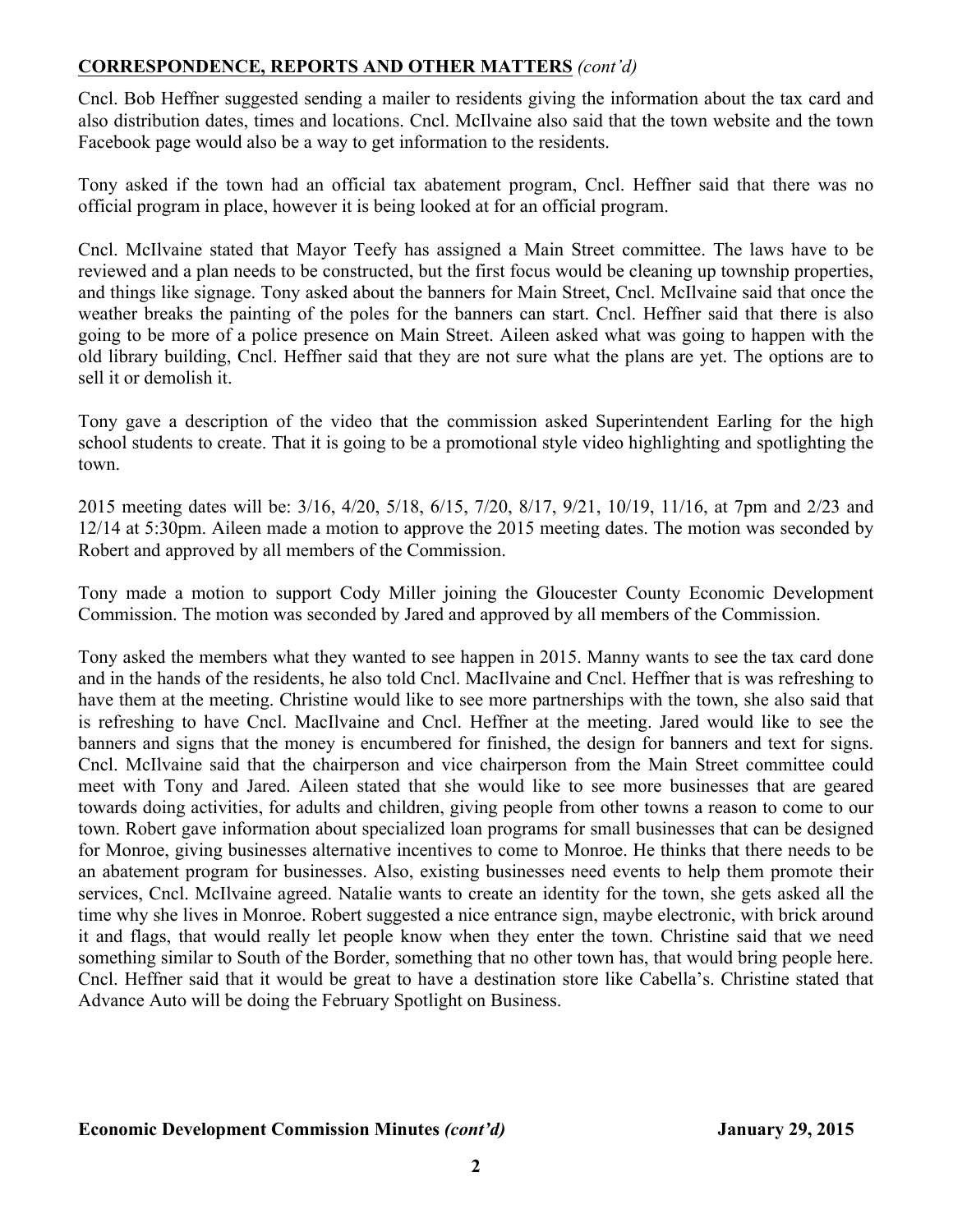**CORRESPONDENCE, REPORTS AND OTHER MATTERS** *(cont'd)*

Cncl. Bob Heffner suggested sending a mailer to residents giving the information about the tax card and also distribution dates, times and locations. Cncl. McIlvaine also said that the town website and the town Facebook page would also be a way to get information to the residents.

Tony asked if the town had an official tax abatement program, Cncl. Heffner said that there was no official program in place, however it is being looked at for an official program.

Cncl. McIlvaine stated that Mayor Teefy has assigned a Main Street committee. The laws have to be reviewed and a plan needs to be constructed, but the first focus would be cleaning up township properties, and things like signage. Tony asked about the banners for Main Street, Cncl. McIlvaine said that once the weather breaks the painting of the poles for the banners can start. Cncl. Heffner said that there is also going to be more of a police presence on Main Street. Aileen asked what was going to happen with the old library building, Cncl. Heffner said that they are not sure what the plans are yet. The options are to sell it or demolish it.

Tony gave a description of the video that the commission asked Superintendent Earling for the high school students to create. That it is going to be a promotional style video highlighting and spotlighting the town.

2015 meeting dates will be: 3/16, 4/20, 5/18, 6/15, 7/20, 8/17, 9/21, 10/19, 11/16, at 7pm and 2/23 and 12/14 at 5:30pm. Aileen made a motion to approve the 2015 meeting dates. The motion was seconded by Robert and approved by all members of the Commission.

Tony made a motion to support Cody Miller joining the Gloucester County Economic Development Commission. The motion was seconded by Jared and approved by all members of the Commission.

Tony asked the members what they wanted to see happen in 2015. Manny wants to see the tax card done and in the hands of the residents, he also told Cncl. MacIlvaine and Cncl. Heffner that is was refreshing to have them at the meeting. Christine would like to see more partnerships with the town, she also said that is refreshing to have Cncl. MacIlvaine and Cncl. Heffner at the meeting. Jared would like to see the banners and signs that the money is encumbered for finished, the design for banners and text for signs. Cncl. McIlvaine said that the chairperson and vice chairperson from the Main Street committee could meet with Tony and Jared. Aileen stated that she would like to see more businesses that are geared towards doing activities, for adults and children, giving people from other towns a reason to come to our town. Robert gave information about specialized loan programs for small businesses that can be designed for Monroe, giving businesses alternative incentives to come to Monroe. He thinks that there needs to be an abatement program for businesses. Also, existing businesses need events to help them promote their services, Cncl. McIlvaine agreed. Natalie wants to create an identity for the town, she gets asked all the time why she lives in Monroe. Robert suggested a nice entrance sign, maybe electronic, with brick around it and flags, that would really let people know when they enter the town. Christine said that we need something similar to South of the Border, something that no other town has, that would bring people here. Cncl. Heffner said that it would be great to have a destination store like Cabella's. Christine stated that Advance Auto will be doing the February Spotlight on Business.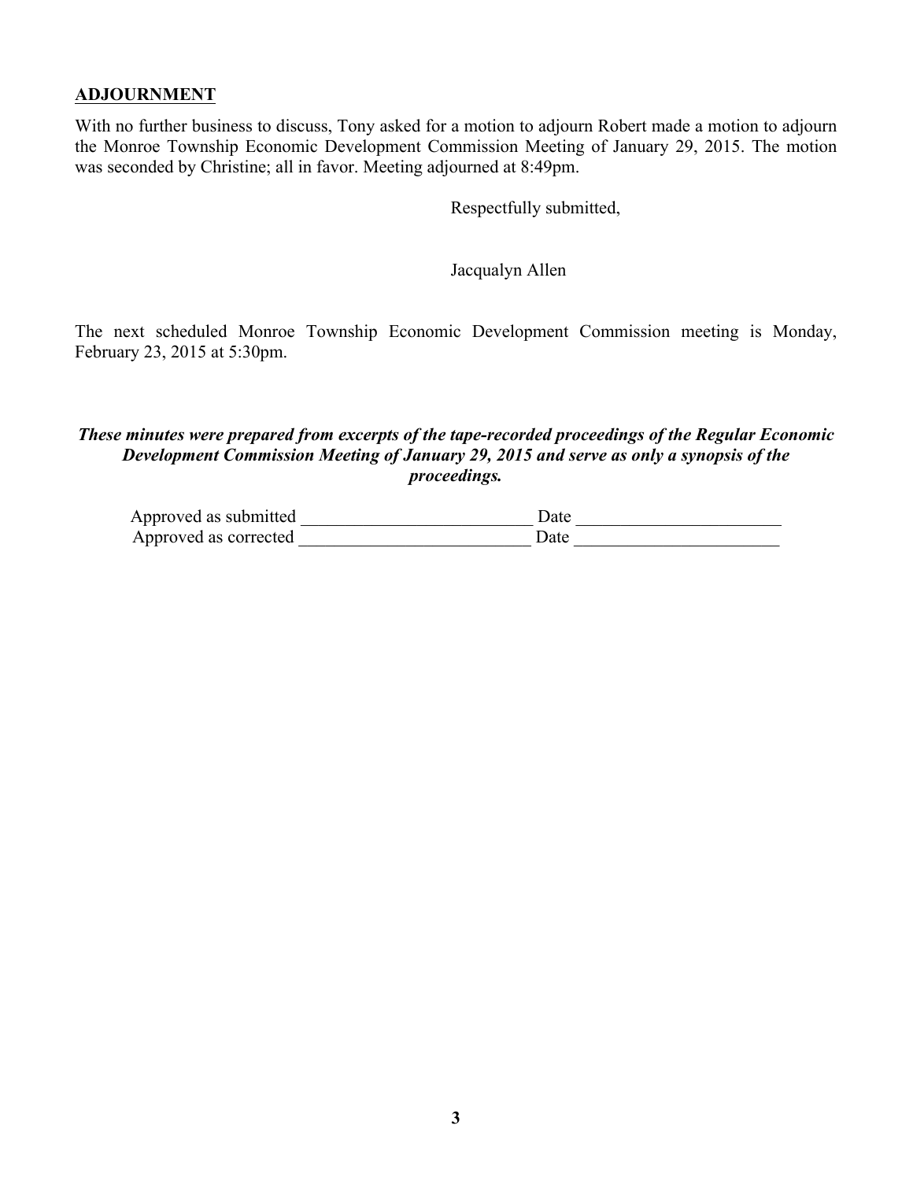## ADJOURNMENT

With no further business to discuss, Tony asked for a motion to adjourn Robert made a motion to adjourn the Monroe Township Economic Development Commission Meeting of January 29, 2015. The motion was seconded by Christine; all in favor. Meeting adjourned at 8:49pm.

Respectfully submitted,

Jacqualyn Allen

The next scheduled Monroe Township Economic Development Commission meeting is Monday, February 23, 2015 at 5:30pm.

***These minutes were prepared from excerpts of the tape-recorded proceedings of the Regular Economic Development Commission Meeting of January 29, 2015 and serve as only a synopsis of the proceedings.***

Approved as submitted ___________________________ Date ________________________

Approved as corrected ___________________________ Date ________________________